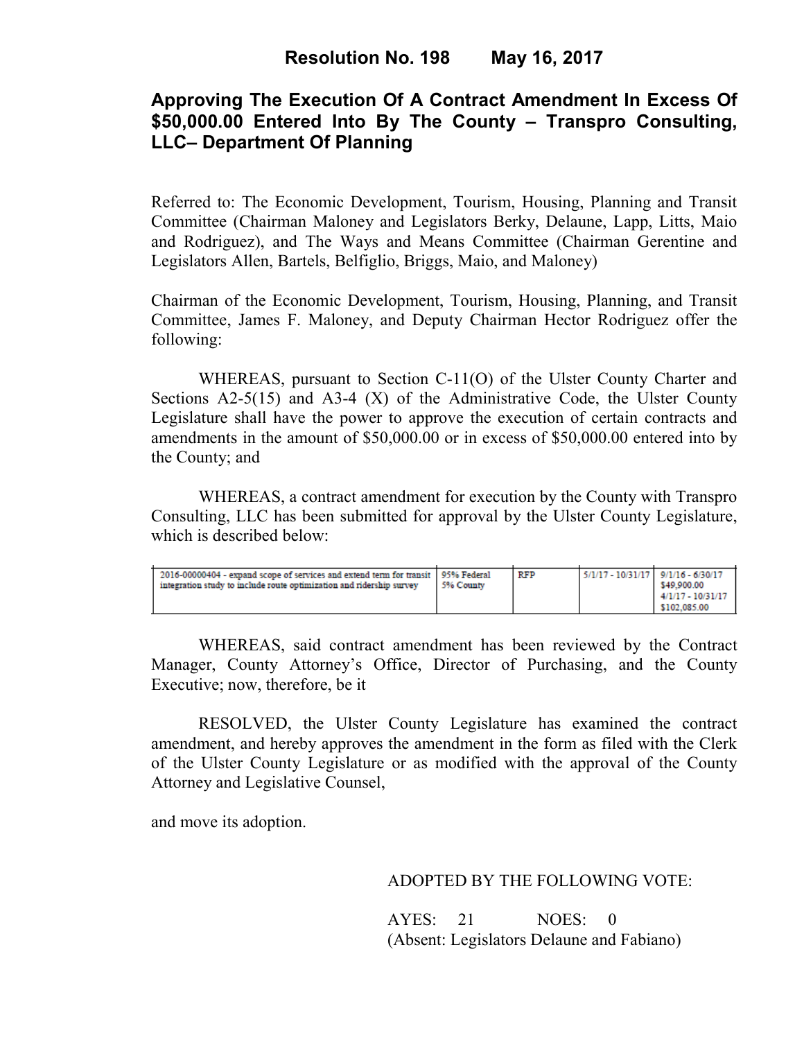# Resolution No. 198 May 16, 2017

## Approving The Execution Of A Contract Amendment In Excess Of $50,000.00 Entered Into By The County – Transpro Consulting, LLC– Department Of Planning

Referred to: The Economic Development, Tourism, Housing, Planning and Transit Committee (Chairman Maloney and Legislators Berky, Delaune, Lapp, Litts, Maio and Rodriguez), and The Ways and Means Committee (Chairman Gerentine and Legislators Allen, Bartels, Belfiglio, Briggs, Maio, and Maloney)

Chairman of the Economic Development, Tourism, Housing, Planning, and Transit Committee, James F. Maloney, and Deputy Chairman Hector Rodriguez offer the following:

WHEREAS, pursuant to Section C-11(O) of the Ulster County Charter and Sections A2-5(15) and A3-4 (X) of the Administrative Code, the Ulster County Legislature shall have the power to approve the execution of certain contracts and amendments in the amount of $50,000.00 or in excess of $50,000.00 entered into by the County; and

WHEREAS, a contract amendment for execution by the County with Transpro Consulting, LLC has been submitted for approval by the Ulster County Legislature, which is described below:

| | | | | |
|---|---|---|---|---|
| 2016-00000404 - expand scope of services and extend term for transit integration study to include route optimization and ridership survey | 95% Federal<br>5% County | RFP | 5/1/17 - 10/31/17 | 9/1/16 - 6/30/17<br>$49,900.00<br>4/1/17 - 10/31/17<br>$102,085.00 |

WHEREAS, said contract amendment has been reviewed by the Contract Manager, County Attorney's Office, Director of Purchasing, and the County Executive; now, therefore, be it

RESOLVED, the Ulster County Legislature has examined the contract amendment, and hereby approves the amendment in the form as filed with the Clerk of the Ulster County Legislature or as modified with the approval of the County Attorney and Legislative Counsel,

and move its adoption.

ADOPTED BY THE FOLLOWING VOTE:

AYES: 21 NOES: 0
(Absent: Legislators Delaune and Fabiano)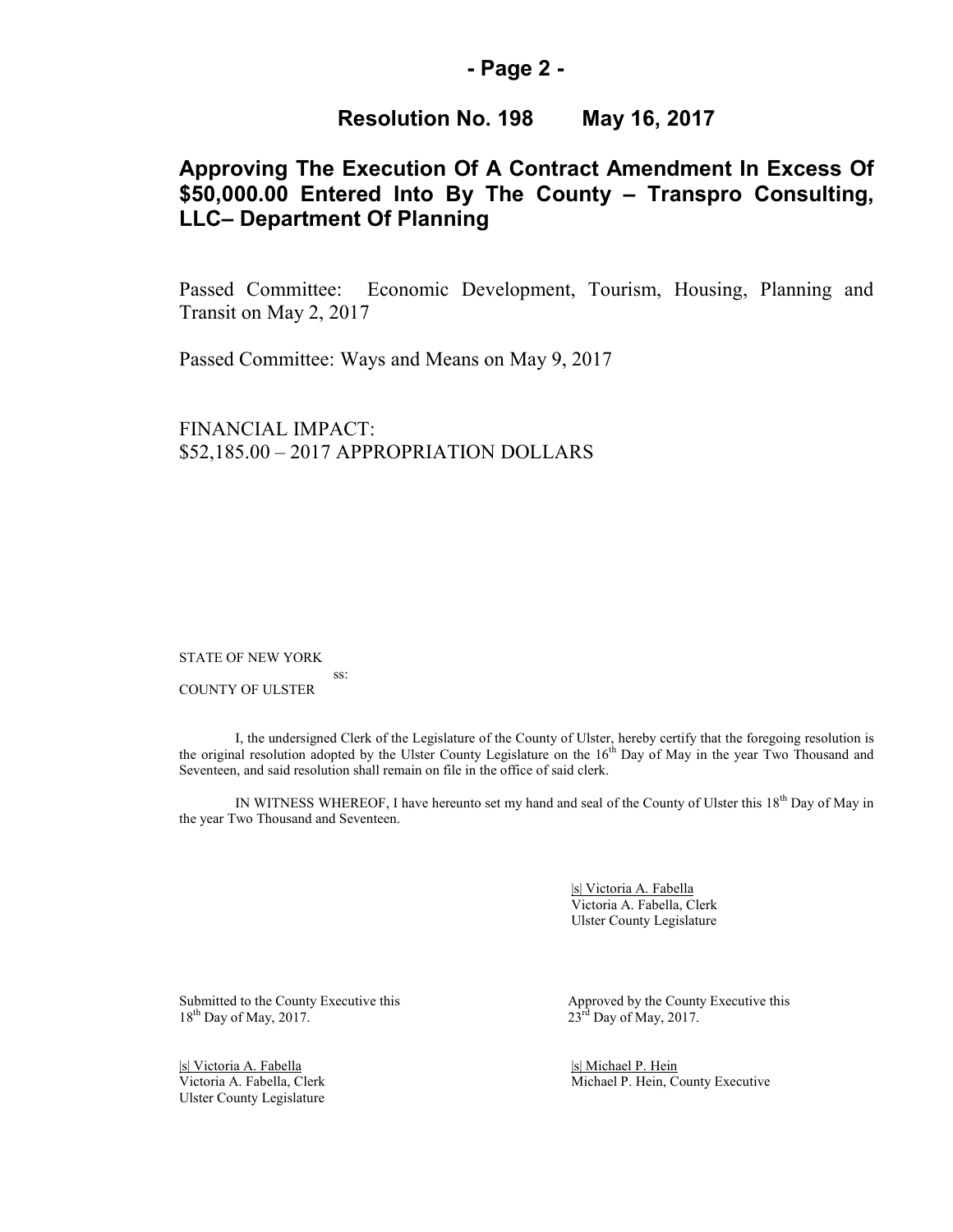## Resolution No. 198 May 16, 2017

## Approving The Execution Of A Contract Amendment In Excess Of $50,000.00 Entered Into By The County – Transpro Consulting, LLC– Department Of Planning

Passed Committee: Economic Development, Tourism, Housing, Planning and Transit on May 2, 2017

Passed Committee: Ways and Means on May 9, 2017

FINANCIAL IMPACT:
$52,185.00 – 2017 APPROPRIATION DOLLARS

STATE OF NEW YORK
ss:
COUNTY OF ULSTER

I, the undersigned Clerk of the Legislature of the County of Ulster, hereby certify that the foregoing resolution is the original resolution adopted by the Ulster County Legislature on the 16th Day of May in the year Two Thousand and Seventeen, and said resolution shall remain on file in the office of said clerk.

IN WITNESS WHEREOF, I have hereunto set my hand and seal of the County of Ulster this 18th Day of May in the year Two Thousand and Seventeen.

|s| Victoria A. Fabella
Victoria A. Fabella, Clerk
Ulster County Legislature

Submitted to the County Executive this 18th Day of May, 2017.

|s| Victoria A. Fabella
Victoria A. Fabella, Clerk
Ulster County Legislature

Approved by the County Executive this 23rd Day of May, 2017.

|s| Michael P. Hein
Michael P. Hein, County Executive